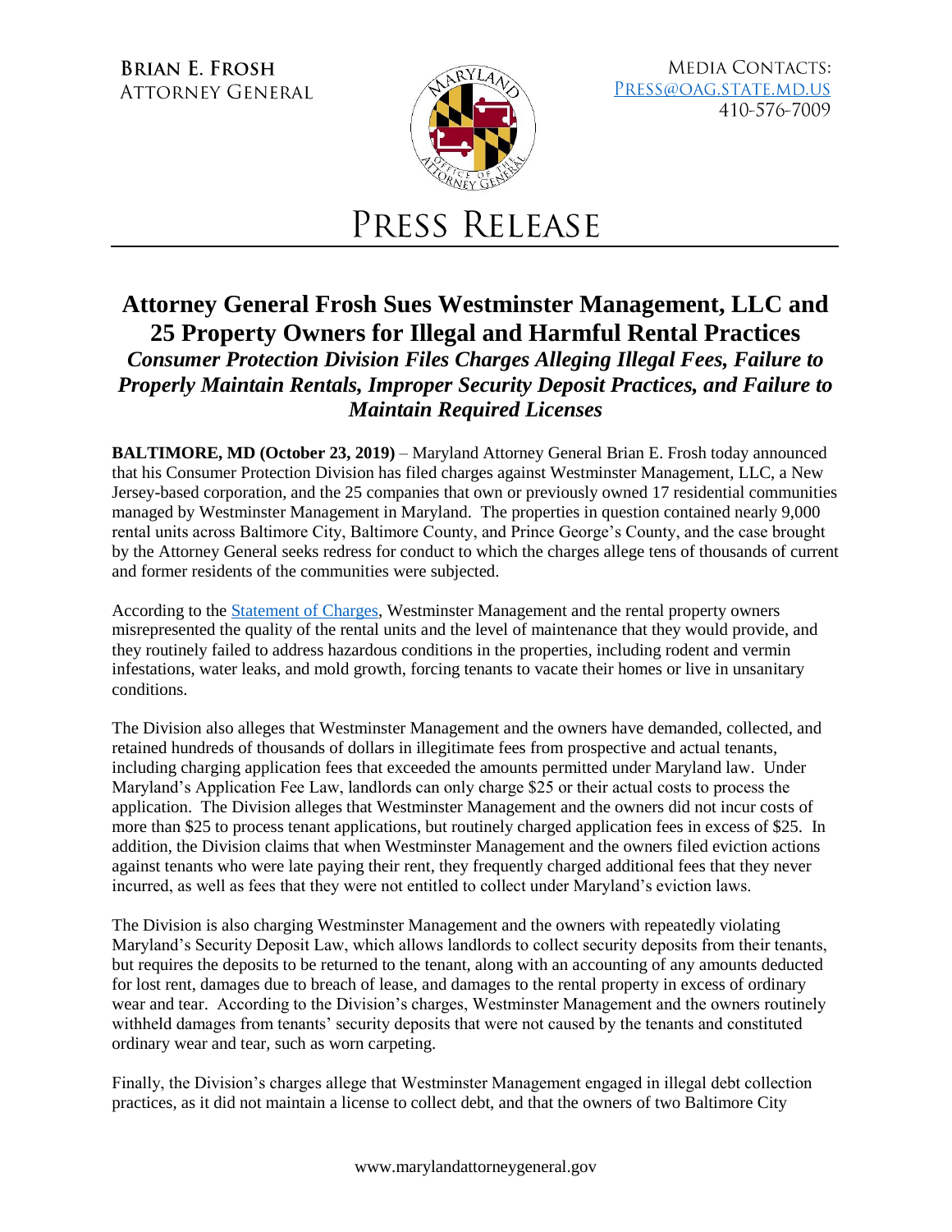**Brian E. Frosh**
Attorney General

Media Contacts:
[Press@oag.state.md.us](mailto:Press@oag.state.md.us)
410-576-7009

# Press Release

## Attorney General Frosh Sues Westminster Management, LLC and 25 Property Owners for Illegal and Harmful Rental Practices

### *Consumer Protection Division Files Charges Alleging Illegal Fees, Failure to Properly Maintain Rentals, Improper Security Deposit Practices, and Failure to Maintain Required Licenses*

**BALTIMORE, MD (October 23, 2019)** – Maryland Attorney General Brian E. Frosh today announced that his Consumer Protection Division has filed charges against Westminster Management, LLC, a New Jersey-based corporation, and the 25 companies that own or previously owned 17 residential communities managed by Westminster Management in Maryland. The properties in question contained nearly 9,000 rental units across Baltimore City, Baltimore County, and Prince George's County, and the case brought by the Attorney General seeks redress for conduct to which the charges allege tens of thousands of current and former residents of the communities were subjected.

According to the [Statement of Charges](), Westminster Management and the rental property owners misrepresented the quality of the rental units and the level of maintenance that they would provide, and they routinely failed to address hazardous conditions in the properties, including rodent and vermin infestations, water leaks, and mold growth, forcing tenants to vacate their homes or live in unsanitary conditions.

The Division also alleges that Westminster Management and the owners have demanded, collected, and retained hundreds of thousands of dollars in illegitimate fees from prospective and actual tenants, including charging application fees that exceeded the amounts permitted under Maryland law. Under Maryland's Application Fee Law, landlords can only charge $25 or their actual costs to process the application. The Division alleges that Westminster Management and the owners did not incur costs of more than $25 to process tenant applications, but routinely charged application fees in excess of $25. In addition, the Division claims that when Westminster Management and the owners filed eviction actions against tenants who were late paying their rent, they frequently charged additional fees that they never incurred, as well as fees that they were not entitled to collect under Maryland's eviction laws.

The Division is also charging Westminster Management and the owners with repeatedly violating Maryland's Security Deposit Law, which allows landlords to collect security deposits from their tenants, but requires the deposits to be returned to the tenant, along with an accounting of any amounts deducted for lost rent, damages due to breach of lease, and damages to the rental property in excess of ordinary wear and tear. According to the Division's charges, Westminster Management and the owners routinely withheld damages from tenants' security deposits that were not caused by the tenants and constituted ordinary wear and tear, such as worn carpeting.

Finally, the Division's charges allege that Westminster Management engaged in illegal debt collection practices, as it did not maintain a license to collect debt, and that the owners of two Baltimore City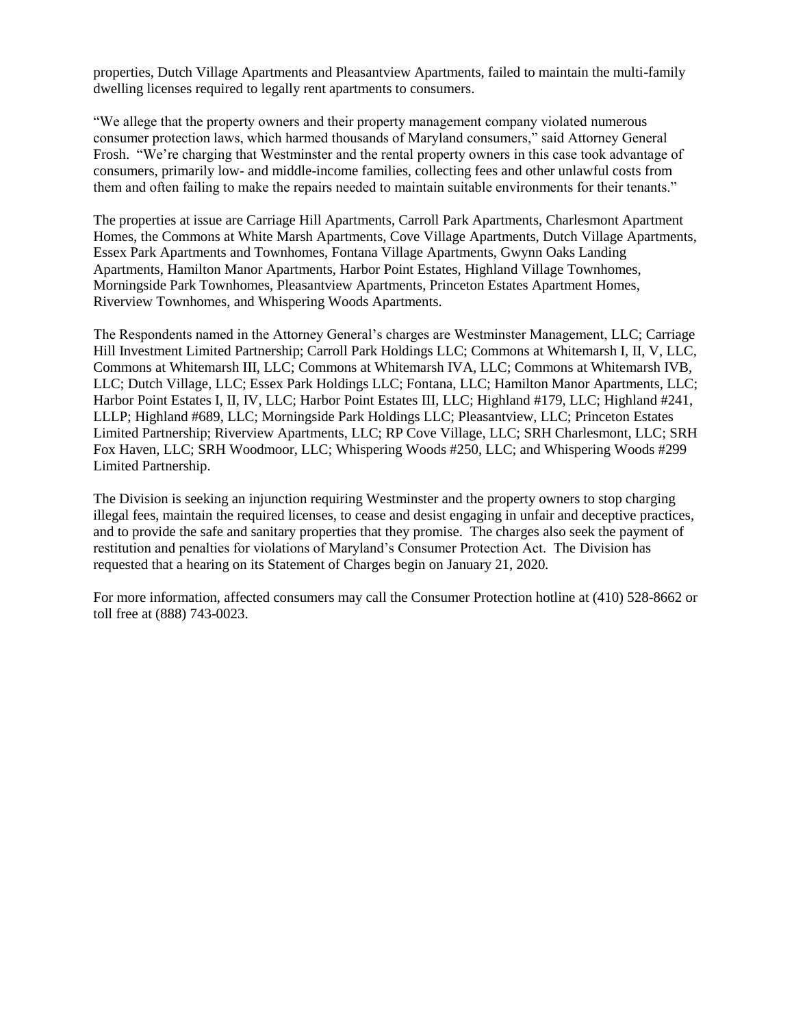properties, Dutch Village Apartments and Pleasantview Apartments, failed to maintain the multi-family dwelling licenses required to legally rent apartments to consumers.

"We allege that the property owners and their property management company violated numerous consumer protection laws, which harmed thousands of Maryland consumers," said Attorney General Frosh. "We're charging that Westminster and the rental property owners in this case took advantage of consumers, primarily low- and middle-income families, collecting fees and other unlawful costs from them and often failing to make the repairs needed to maintain suitable environments for their tenants."

The properties at issue are Carriage Hill Apartments, Carroll Park Apartments, Charlesmont Apartment Homes, the Commons at White Marsh Apartments, Cove Village Apartments, Dutch Village Apartments, Essex Park Apartments and Townhomes, Fontana Village Apartments, Gwynn Oaks Landing Apartments, Hamilton Manor Apartments, Harbor Point Estates, Highland Village Townhomes, Morningside Park Townhomes, Pleasantview Apartments, Princeton Estates Apartment Homes, Riverview Townhomes, and Whispering Woods Apartments.

The Respondents named in the Attorney General's charges are Westminster Management, LLC; Carriage Hill Investment Limited Partnership; Carroll Park Holdings LLC; Commons at Whitemarsh I, II, V, LLC, Commons at Whitemarsh III, LLC; Commons at Whitemarsh IVA, LLC; Commons at Whitemarsh IVB, LLC; Dutch Village, LLC; Essex Park Holdings LLC; Fontana, LLC; Hamilton Manor Apartments, LLC; Harbor Point Estates I, II, IV, LLC; Harbor Point Estates III, LLC; Highland #179, LLC; Highland #241, LLLP; Highland #689, LLC; Morningside Park Holdings LLC; Pleasantview, LLC; Princeton Estates Limited Partnership; Riverview Apartments, LLC; RP Cove Village, LLC; SRH Charlesmont, LLC; SRH Fox Haven, LLC; SRH Woodmoor, LLC; Whispering Woods #250, LLC; and Whispering Woods #299 Limited Partnership.

The Division is seeking an injunction requiring Westminster and the property owners to stop charging illegal fees, maintain the required licenses, to cease and desist engaging in unfair and deceptive practices, and to provide the safe and sanitary properties that they promise. The charges also seek the payment of restitution and penalties for violations of Maryland's Consumer Protection Act. The Division has requested that a hearing on its Statement of Charges begin on January 21, 2020.

For more information, affected consumers may call the Consumer Protection hotline at (410) 528-8662 or toll free at (888) 743-0023.